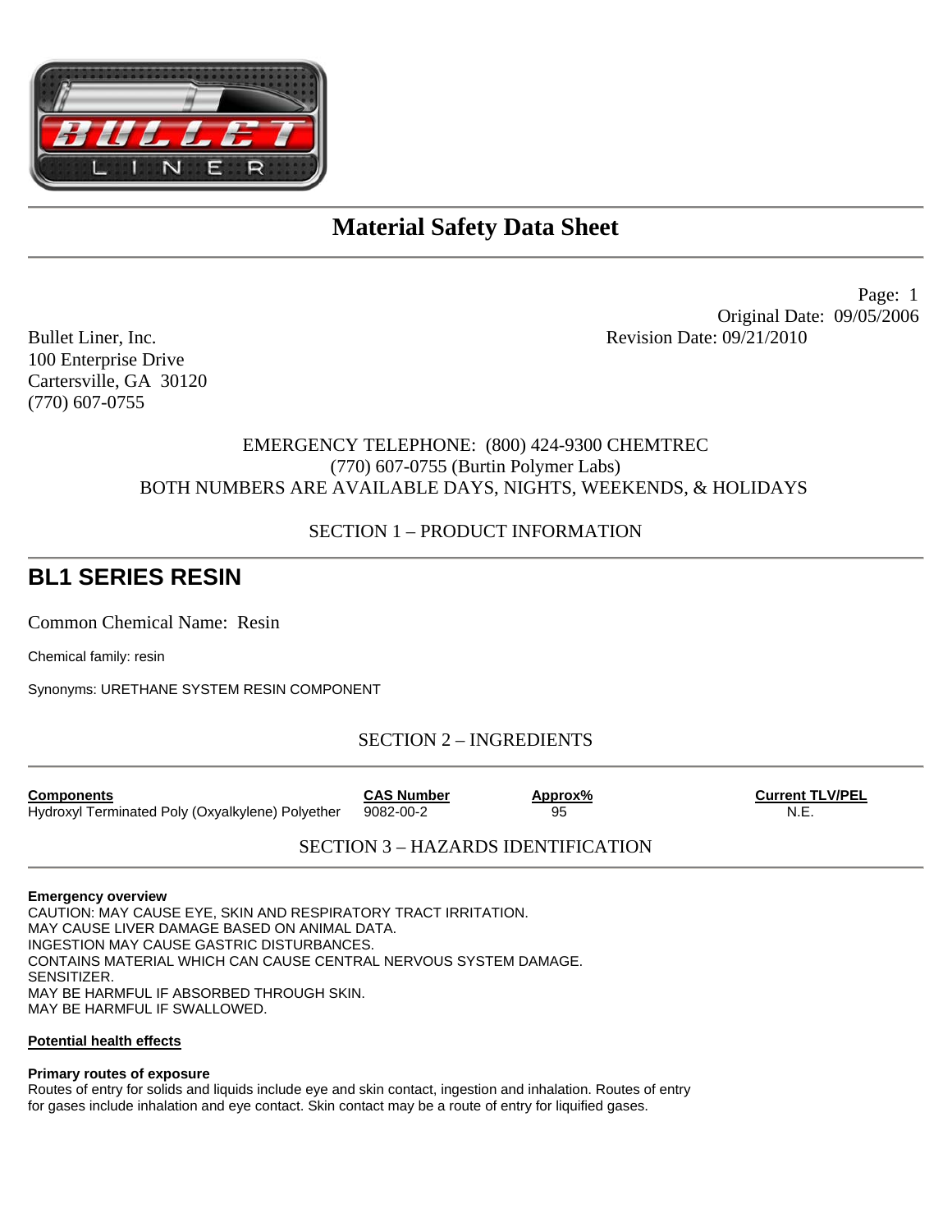# Material Safety Data Sheet

Page: 1
Original Date: 09/05/2006
Revision Date: 09/21/2010

Bullet Liner, Inc.
100 Enterprise Drive
Cartersville, GA 30120
(770) 607-0755

EMERGENCY TELEPHONE: (800) 424-9300 CHEMTREC
(770) 607-0755 (Burtin Polymer Labs)
BOTH NUMBERS ARE AVAILABLE DAYS, NIGHTS, WEEKENDS, & HOLIDAYS

## SECTION 1 – PRODUCT INFORMATION

# BL1 SERIES RESIN

Common Chemical Name: Resin

Chemical family: resin

Synonyms: URETHANE SYSTEM RESIN COMPONENT

## SECTION 2 – INGREDIENTS

| Components | CAS Number | Approx% | Current TLV/PEL |
|---|---|---|---|
| Hydroxyl Terminated Poly (Oxyalkylene) Polyether | 9082-00-2 | 95 | N.E. |

## SECTION 3 – HAZARDS IDENTIFICATION

**Emergency overview**
CAUTION: MAY CAUSE EYE, SKIN AND RESPIRATORY TRACT IRRITATION.
MAY CAUSE LIVER DAMAGE BASED ON ANIMAL DATA.
INGESTION MAY CAUSE GASTRIC DISTURBANCES.
CONTAINS MATERIAL WHICH CAN CAUSE CENTRAL NERVOUS SYSTEM DAMAGE.
SENSITIZER.
MAY BE HARMFUL IF ABSORBED THROUGH SKIN.
MAY BE HARMFUL IF SWALLOWED.

**Potential health effects**

**Primary routes of exposure**
Routes of entry for solids and liquids include eye and skin contact, ingestion and inhalation. Routes of entry for gases include inhalation and eye contact. Skin contact may be a route of entry for liquified gases.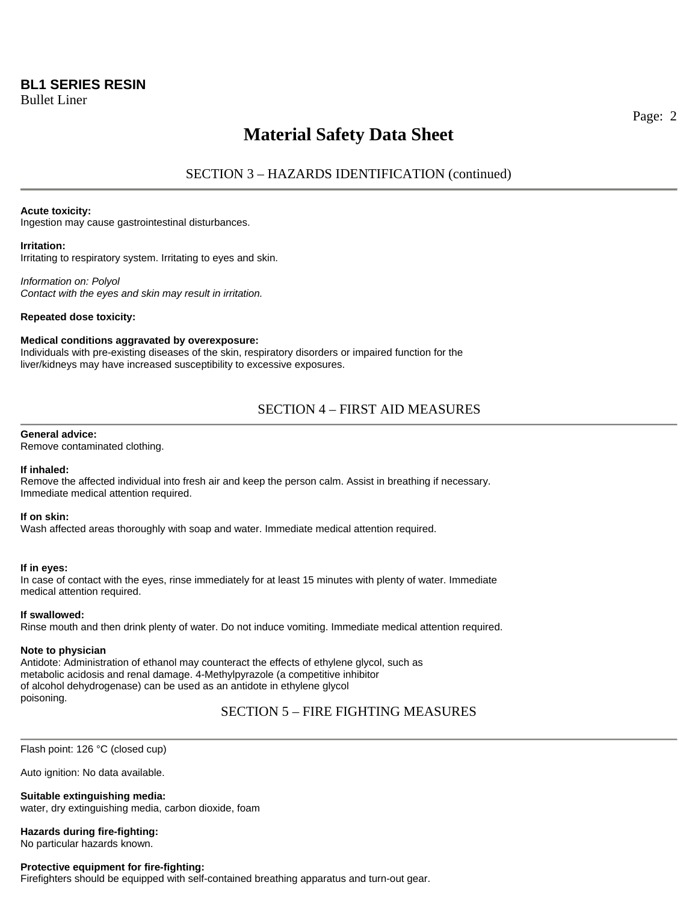## SECTION 3 – HAZARDS IDENTIFICATION (continued)

**Acute toxicity:**
Ingestion may cause gastrointestinal disturbances.

**Irritation:**
Irritating to respiratory system. Irritating to eyes and skin.

*Information on: Polyol*
*Contact with the eyes and skin may result in irritation.*

**Repeated dose toxicity:**

**Medical conditions aggravated by overexposure:**
Individuals with pre-existing diseases of the skin, respiratory disorders or impaired function for the liver/kidneys may have increased susceptibility to excessive exposures.

## SECTION 4 – FIRST AID MEASURES

**General advice:**
Remove contaminated clothing.

**If inhaled:**
Remove the affected individual into fresh air and keep the person calm. Assist in breathing if necessary. Immediate medical attention required.

**If on skin:**
Wash affected areas thoroughly with soap and water. Immediate medical attention required.

**If in eyes:**
In case of contact with the eyes, rinse immediately for at least 15 minutes with plenty of water. Immediate medical attention required.

**If swallowed:**
Rinse mouth and then drink plenty of water. Do not induce vomiting. Immediate medical attention required.

**Note to physician**
Antidote: Administration of ethanol may counteract the effects of ethylene glycol, such as metabolic acidosis and renal damage. 4-Methylpyrazole (a competitive inhibitor of alcohol dehydrogenase) can be used as an antidote in ethylene glycol poisoning.

## SECTION 5 – FIRE FIGHTING MEASURES

Flash point: 126 °C (closed cup)

Auto ignition: No data available.

**Suitable extinguishing media:**
water, dry extinguishing media, carbon dioxide, foam

**Hazards during fire-fighting:**
No particular hazards known.

**Protective equipment for fire-fighting:**
Firefighters should be equipped with self-contained breathing apparatus and turn-out gear.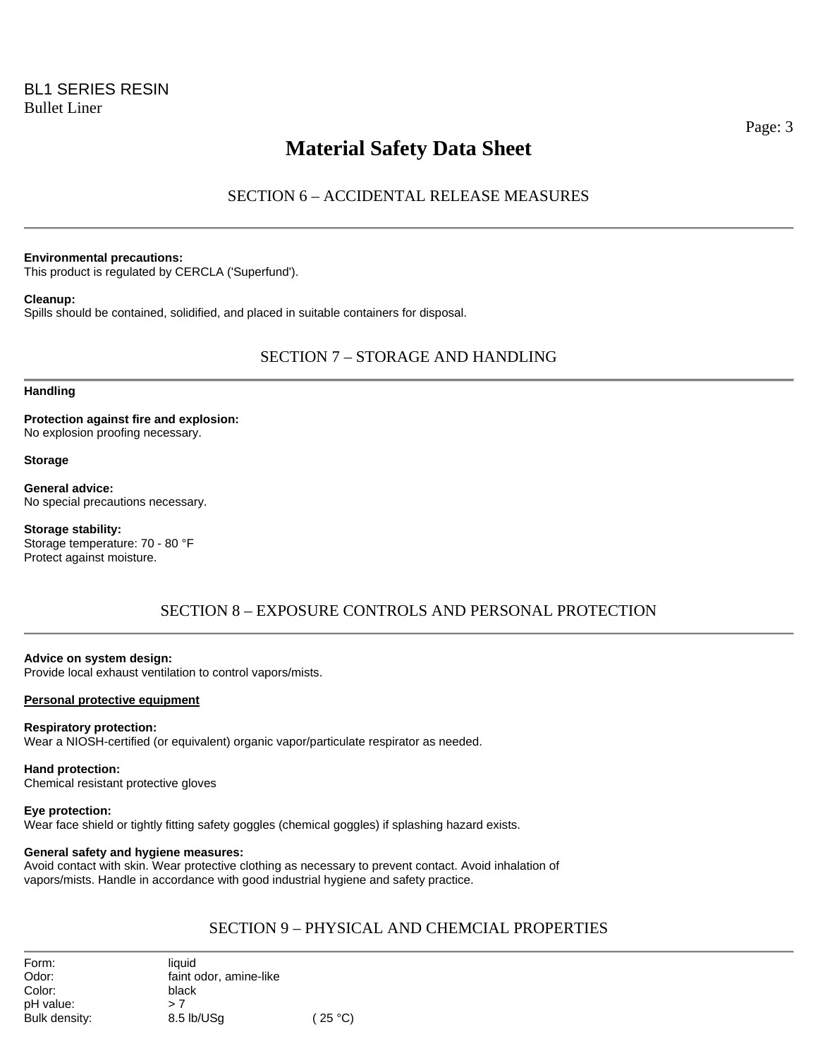## SECTION 6 – ACCIDENTAL RELEASE MEASURES

**Environmental precautions:**
This product is regulated by CERCLA ('Superfund').

**Cleanup:**
Spills should be contained, solidified, and placed in suitable containers for disposal.

## SECTION 7 – STORAGE AND HANDLING

**Handling**

**Protection against fire and explosion:**
No explosion proofing necessary.

**Storage**

**General advice:**
No special precautions necessary.

**Storage stability:**
Storage temperature: 70 - 80 °F
Protect against moisture.

## SECTION 8 – EXPOSURE CONTROLS AND PERSONAL PROTECTION

**Advice on system design:**
Provide local exhaust ventilation to control vapors/mists.

**Personal protective equipment**

**Respiratory protection:**
Wear a NIOSH-certified (or equivalent) organic vapor/particulate respirator as needed.

**Hand protection:**
Chemical resistant protective gloves

**Eye protection:**
Wear face shield or tightly fitting safety goggles (chemical goggles) if splashing hazard exists.

**General safety and hygiene measures:**
Avoid contact with skin. Wear protective clothing as necessary to prevent contact. Avoid inhalation of vapors/mists. Handle in accordance with good industrial hygiene and safety practice.

## SECTION 9 – PHYSICAL AND CHEMCIAL PROPERTIES

| | | |
|---|---|---|
| Form: | liquid | |
| Odor: | faint odor, amine-like | |
| Color: | black | |
| pH value: | > 7 | |
| Bulk density: | 8.5 lb/USg | ( 25 °C) |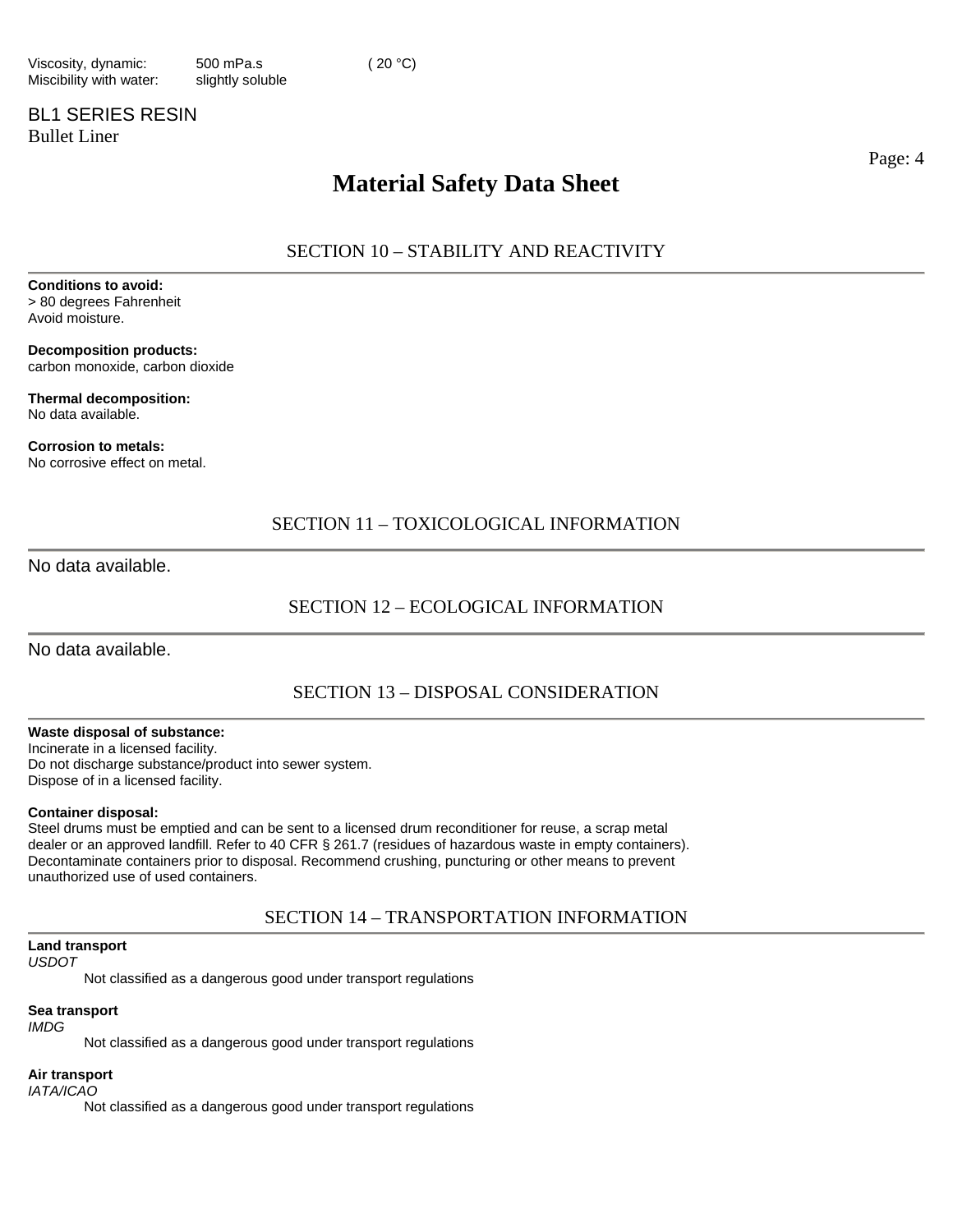| | | |
|---|---|---|
| Viscosity, dynamic: | 500 mPa.s | ( 20 °C) |
| Miscibility with water: | slightly soluble | |

# Material Safety Data Sheet

## SECTION 10 – STABILITY AND REACTIVITY

**Conditions to avoid:**
> 80 degrees Fahrenheit
Avoid moisture.

**Decomposition products:**
carbon monoxide, carbon dioxide

**Thermal decomposition:**
No data available.

**Corrosion to metals:**
No corrosive effect on metal.

## SECTION 11 – TOXICOLOGICAL INFORMATION

No data available.

## SECTION 12 – ECOLOGICAL INFORMATION

No data available.

## SECTION 13 – DISPOSAL CONSIDERATION

**Waste disposal of substance:**
Incinerate in a licensed facility.
Do not discharge substance/product into sewer system.
Dispose of in a licensed facility.

**Container disposal:**
Steel drums must be emptied and can be sent to a licensed drum reconditioner for reuse, a scrap metal dealer or an approved landfill. Refer to 40 CFR § 261.7 (residues of hazardous waste in empty containers). Decontaminate containers prior to disposal. Recommend crushing, puncturing or other means to prevent unauthorized use of used containers.

## SECTION 14 – TRANSPORTATION INFORMATION

**Land transport**
*USDOT*
Not classified as a dangerous good under transport regulations

**Sea transport**
*IMDG*
Not classified as a dangerous good under transport regulations

**Air transport**
*IATA/ICAO*
Not classified as a dangerous good under transport regulations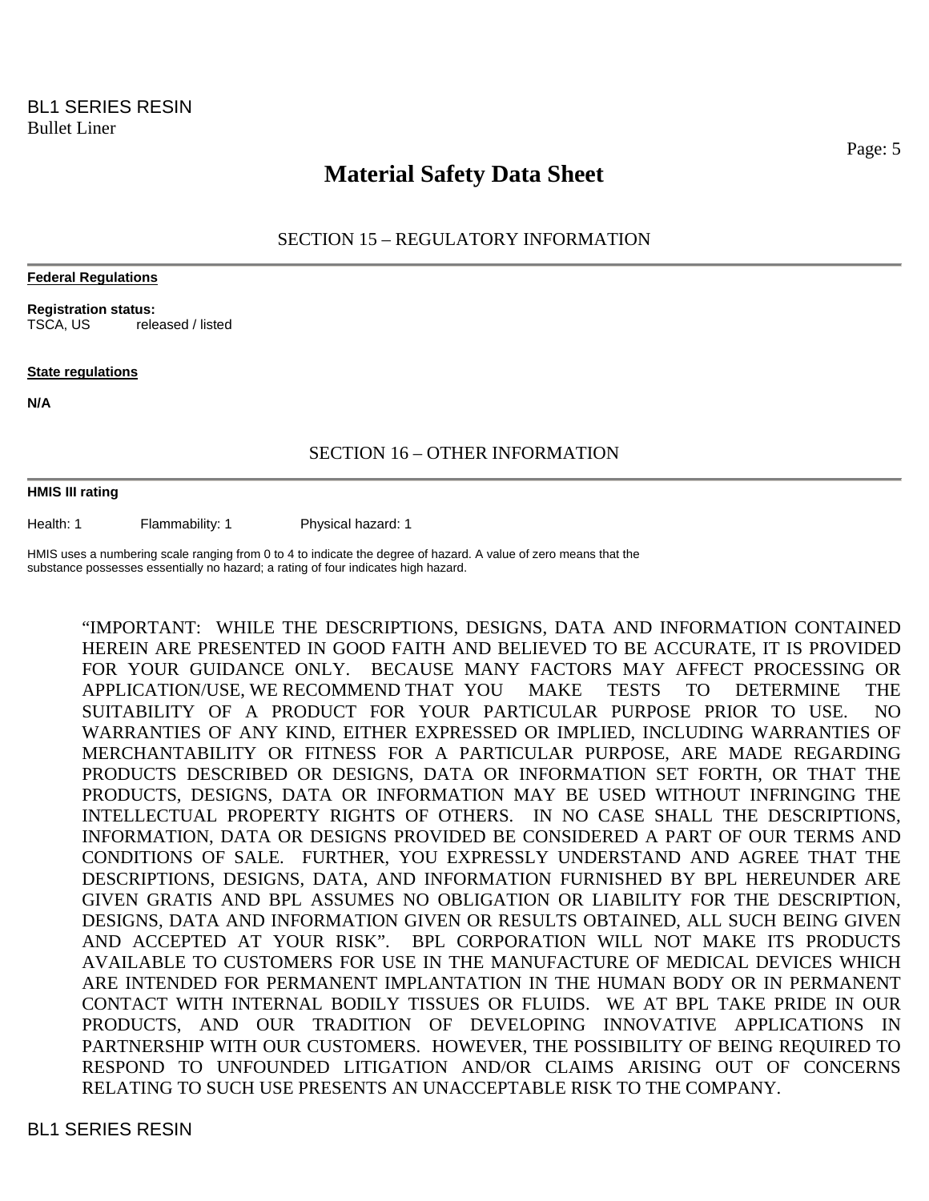## SECTION 15 – REGULATORY INFORMATION

**Federal Regulations**

**Registration status:**
TSCA, US released / listed

**State regulations**

**N/A**

## SECTION 16 – OTHER INFORMATION

**HMIS III rating**

Health: 1 Flammability: 1 Physical hazard: 1

HMIS uses a numbering scale ranging from 0 to 4 to indicate the degree of hazard. A value of zero means that the substance possesses essentially no hazard; a rating of four indicates high hazard.

"IMPORTANT: WHILE THE DESCRIPTIONS, DESIGNS, DATA AND INFORMATION CONTAINED HEREIN ARE PRESENTED IN GOOD FAITH AND BELIEVED TO BE ACCURATE, IT IS PROVIDED FOR YOUR GUIDANCE ONLY. BECAUSE MANY FACTORS MAY AFFECT PROCESSING OR APPLICATION/USE, WE RECOMMEND THAT YOU MAKE TESTS TO DETERMINE THE SUITABILITY OF A PRODUCT FOR YOUR PARTICULAR PURPOSE PRIOR TO USE. NO WARRANTIES OF ANY KIND, EITHER EXPRESSED OR IMPLIED, INCLUDING WARRANTIES OF MERCHANTABILITY OR FITNESS FOR A PARTICULAR PURPOSE, ARE MADE REGARDING PRODUCTS DESCRIBED OR DESIGNS, DATA OR INFORMATION SET FORTH, OR THAT THE PRODUCTS, DESIGNS, DATA OR INFORMATION MAY BE USED WITHOUT INFRINGING THE INTELLECTUAL PROPERTY RIGHTS OF OTHERS. IN NO CASE SHALL THE DESCRIPTIONS, INFORMATION, DATA OR DESIGNS PROVIDED BE CONSIDERED A PART OF OUR TERMS AND CONDITIONS OF SALE. FURTHER, YOU EXPRESSLY UNDERSTAND AND AGREE THAT THE DESCRIPTIONS, DESIGNS, DATA, AND INFORMATION FURNISHED BY BPL HEREUNDER ARE GIVEN GRATIS AND BPL ASSUMES NO OBLIGATION OR LIABILITY FOR THE DESCRIPTION, DESIGNS, DATA AND INFORMATION GIVEN OR RESULTS OBTAINED, ALL SUCH BEING GIVEN AND ACCEPTED AT YOUR RISK". BPL CORPORATION WILL NOT MAKE ITS PRODUCTS AVAILABLE TO CUSTOMERS FOR USE IN THE MANUFACTURE OF MEDICAL DEVICES WHICH ARE INTENDED FOR PERMANENT IMPLANTATION IN THE HUMAN BODY OR IN PERMANENT CONTACT WITH INTERNAL BODILY TISSUES OR FLUIDS. WE AT BPL TAKE PRIDE IN OUR PRODUCTS, AND OUR TRADITION OF DEVELOPING INNOVATIVE APPLICATIONS IN PARTNERSHIP WITH OUR CUSTOMERS. HOWEVER, THE POSSIBILITY OF BEING REQUIRED TO RESPOND TO UNFOUNDED LITIGATION AND/OR CLAIMS ARISING OUT OF CONCERNS RELATING TO SUCH USE PRESENTS AN UNACCEPTABLE RISK TO THE COMPANY.